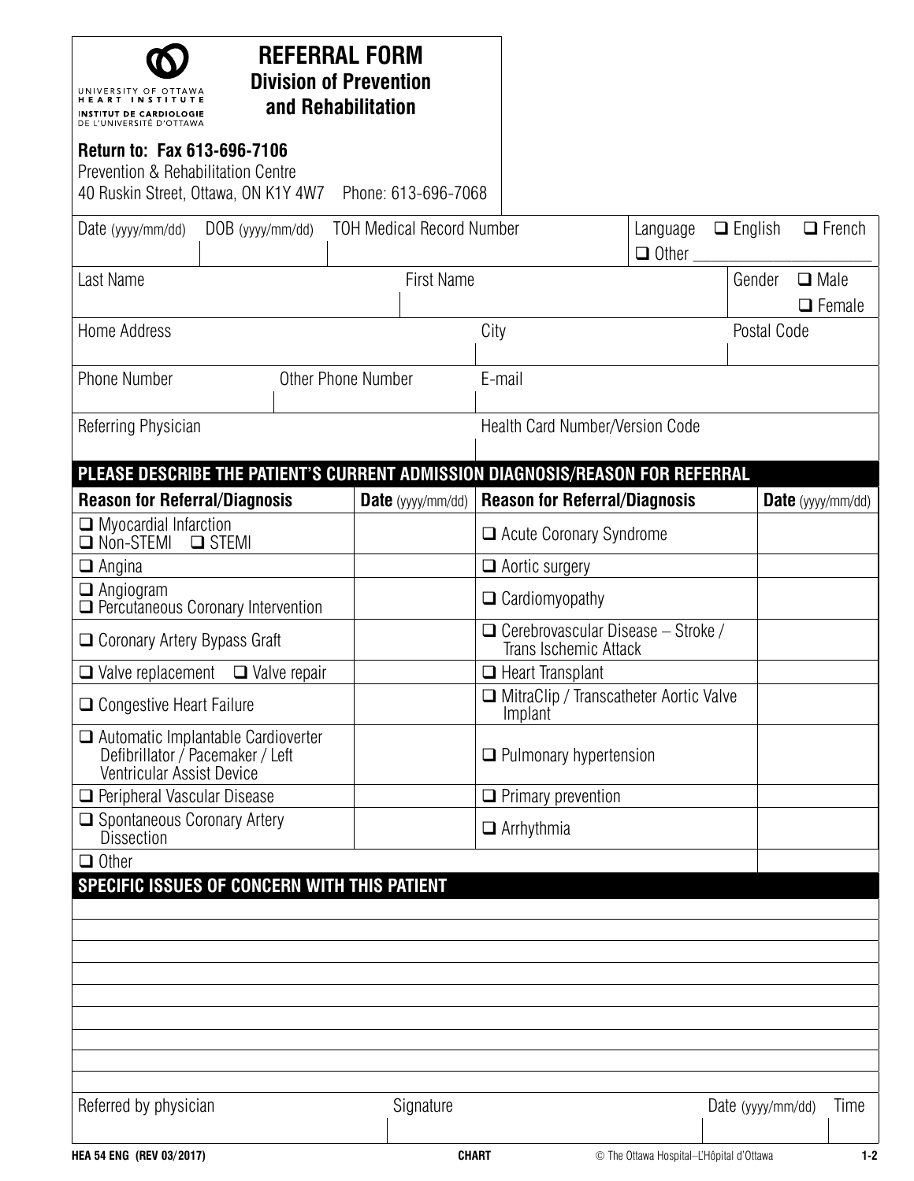UNIVERSITY OF OTTAWA HEART INSTITUTE
INSTITUT DE CARDIOLOGIE DE L'UNIVERSITÉ D'OTTAWA

# REFERRAL FORM

## Division of Prevention and Rehabilitation

**Return to: Fax 613-696-7106**
Prevention & Rehabilitation Centre
40 Ruskin Street, Ottawa, ON K1Y 4W7 Phone: 613-696-7068

| Date (yyyy/mm/dd) | DOB (yyyy/mm/dd) | TOH Medical Record Number | Language ❑ English ❑ French ❑ Other ____________ |
|---|---|---|---|

| Last Name | First Name | Gender ❑ Male ❑ Female |
|---|---|---|

| Home Address | City | Postal Code |
|---|---|---|

| Phone Number | Other Phone Number | E-mail |
|---|---|---|

| Referring Physician | Health Card Number/Version Code |
|---|---|

## PLEASE DESCRIBE THE PATIENT'S CURRENT ADMISSION DIAGNOSIS/REASON FOR REFERRAL

| Reason for Referral/Diagnosis | Date (yyyy/mm/dd) | Reason for Referral/Diagnosis | Date (yyyy/mm/dd) |
|---|---|---|---|
| ❑ Myocardial Infarction ❑ Non-STEMI ❑ STEMI | | ❑ Acute Coronary Syndrome | |
| ❑ Angina | | ❑ Aortic surgery | |
| ❑ Angiogram ❑ Percutaneous Coronary Intervention | | ❑ Cardiomyopathy | |
| ❑ Coronary Artery Bypass Graft | | ❑ Cerebrovascular Disease – Stroke / Trans Ischemic Attack | |
| ❑ Valve replacement ❑ Valve repair | | ❑ Heart Transplant | |
| ❑ Congestive Heart Failure | | ❑ MitraClip / Transcatheter Aortic Valve Implant | |
| ❑ Automatic Implantable Cardioverter Defibrillator / Pacemaker / Left Ventricular Assist Device | | ❑ Pulmonary hypertension | |
| ❑ Peripheral Vascular Disease | | ❑ Primary prevention | |
| ❑ Spontaneous Coronary Artery Dissection | | ❑ Arrhythmia | |
| ❑ Other | | | |

## SPECIFIC ISSUES OF CONCERN WITH THIS PATIENT

| Referred by physician | Signature | Date (yyyy/mm/dd) | Time |
|---|---|---|---|

HEA 54 ENG (REV 03/2017) CHART © The Ottawa Hospital–L'Hôpital d'Ottawa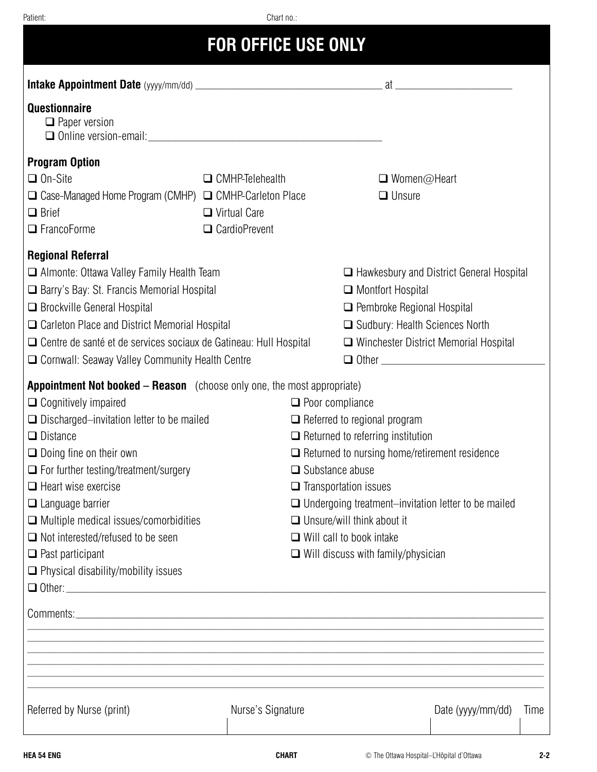Patient: Chart no.:

# FOR OFFICE USE ONLY

**Intake Appointment Date** (yyyy/mm/dd) ______________________________ at ____________________

**Questionnaire**

- ❑ Paper version
- ❑ Online version-email: ______________________________________

**Program Option**

- ❑ On-Site
- ❑ Case-Managed Home Program (CMHP)
- ❑ Brief
- ❑ FrancoForme
- ❑ CMHP-Telehealth
- ❑ CMHP-Carleton Place
- ❑ Virtual Care
- ❑ CardioPrevent
- ❑ Women@Heart
- ❑ Unsure

**Regional Referral**

- ❑ Almonte: Ottawa Valley Family Health Team
- ❑ Barry's Bay: St. Francis Memorial Hospital
- ❑ Brockville General Hospital
- ❑ Carleton Place and District Memorial Hospital
- ❑ Centre de santé et de services sociaux de Gatineau: Hull Hospital
- ❑ Cornwall: Seaway Valley Community Health Centre
- ❑ Hawkesbury and District General Hospital
- ❑ Montfort Hospital
- ❑ Pembroke Regional Hospital
- ❑ Sudbury: Health Sciences North
- ❑ Winchester District Memorial Hospital
- ❑ Other ____________________________

**Appointment Not booked – Reason** (choose only one, the most appropriate)

- ❑ Cognitively impaired
- ❑ Discharged–invitation letter to be mailed
- ❑ Distance
- ❑ Doing fine on their own
- ❑ For further testing/treatment/surgery
- ❑ Heart wise exercise
- ❑ Language barrier
- ❑ Multiple medical issues/comorbidities
- ❑ Not interested/refused to be seen
- ❑ Past participant
- ❑ Physical disability/mobility issues
- ❑ Poor compliance
- ❑ Referred to regional program
- ❑ Returned to referring institution
- ❑ Returned to nursing home/retirement residence
- ❑ Substance abuse
- ❑ Transportation issues
- ❑ Undergoing treatment–invitation letter to be mailed
- ❑ Unsure/will think about it
- ❑ Will call to book intake
- ❑ Will discuss with family/physician
- ❑ Other: ______________________________________________________________________

Comments: ______________________________________________________________________

______________________________________________________________________________

______________________________________________________________________________

______________________________________________________________________________

______________________________________________________________________________

______________________________________________________________________________

______________________________________________________________________________

| Referred by Nurse (print) | Nurse's Signature | Date (yyyy/mm/dd) | Time |
|---|---|---|---|
| | | | |

HEA 54 ENG CHART © The Ottawa Hospital–L'Hôpital d'Ottawa